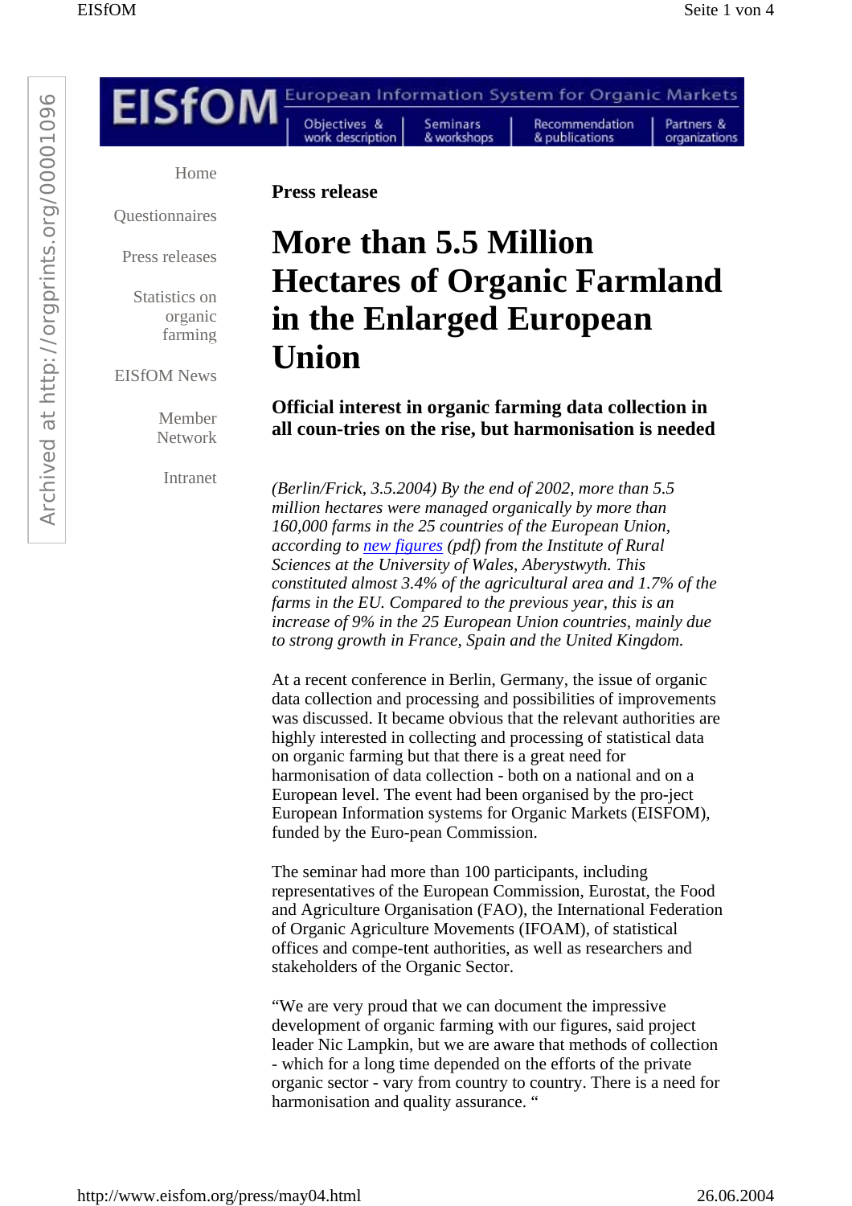EISfOM European Information System for Organic Markets

Objectives & work description | Seminars & workshops | Recommendation & publications | Partners & organizations

Home

Questionnaires

Press releases

Statistics on organic farming

EISfOM News

Member Network

Intranet

**Press release**

# More than 5.5 Million Hectares of Organic Farmland in the Enlarged European Union

## Official interest in organic farming data collection in all coun-tries on the rise, but harmonisation is needed

*(Berlin/Frick, 3.5.2004) By the end of 2002, more than 5.5 million hectares were managed organically by more than 160,000 farms in the 25 countries of the European Union, according to new figures (pdf) from the Institute of Rural Sciences at the University of Wales, Aberystwyth. This constituted almost 3.4% of the agricultural area and 1.7% of the farms in the EU. Compared to the previous year, this is an increase of 9% in the 25 European Union countries, mainly due to strong growth in France, Spain and the United Kingdom.*

At a recent conference in Berlin, Germany, the issue of organic data collection and processing and possibilities of improvements was discussed. It became obvious that the relevant authorities are highly interested in collecting and processing of statistical data on organic farming but that there is a great need for harmonisation of data collection - both on a national and on a European level. The event had been organised by the pro-ject European Information systems for Organic Markets (EISFOM), funded by the Euro-pean Commission.

The seminar had more than 100 participants, including representatives of the European Commission, Eurostat, the Food and Agriculture Organisation (FAO), the International Federation of Organic Agriculture Movements (IFOAM), of statistical offices and compe-tent authorities, as well as researchers and stakeholders of the Organic Sector.

“We are very proud that we can document the impressive development of organic farming with our figures, said project leader Nic Lampkin, but we are aware that methods of collection - which for a long time depended on the efforts of the private organic sector - vary from country to country. There is a need for harmonisation and quality assurance. “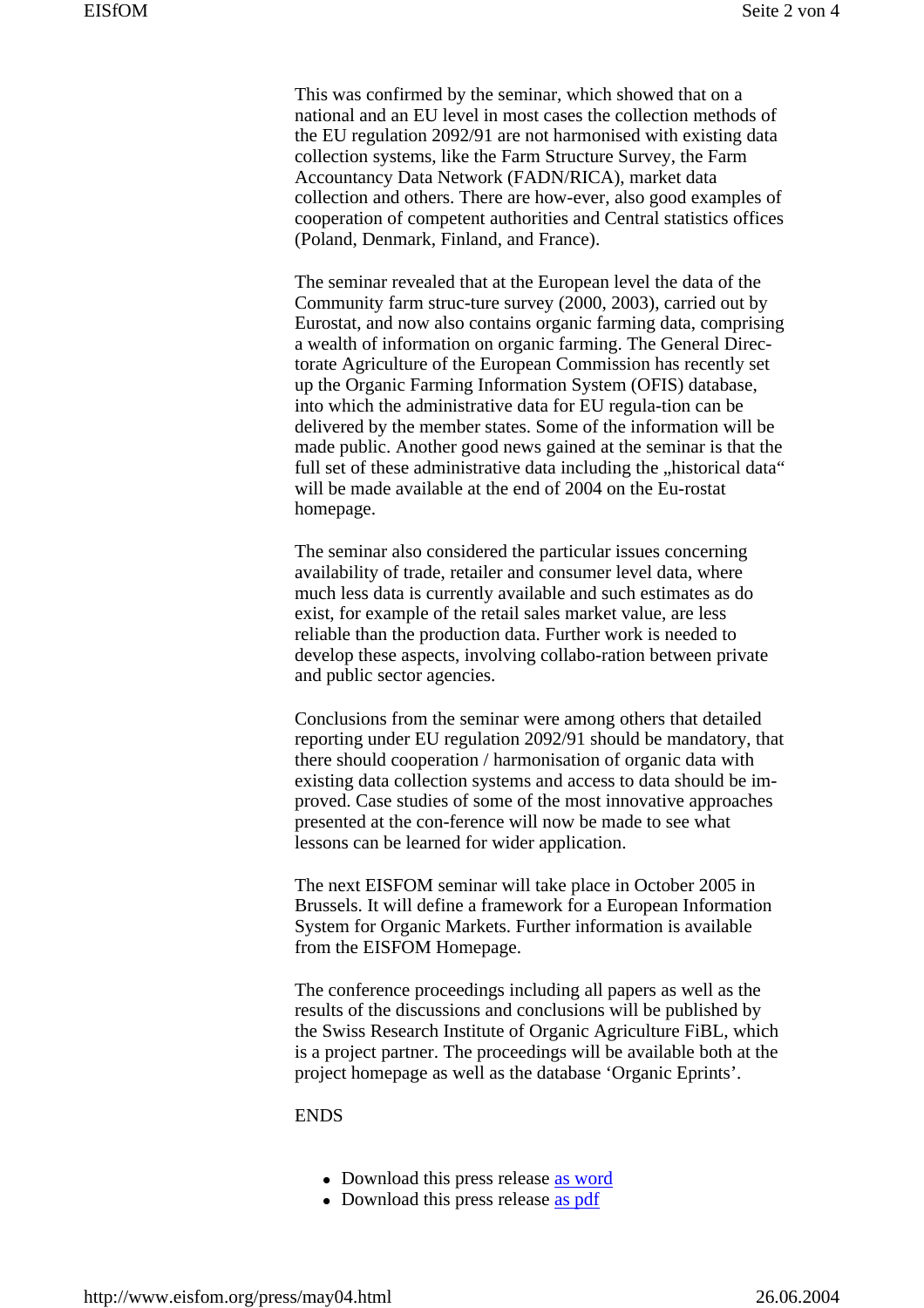This was confirmed by the seminar, which showed that on a national and an EU level in most cases the collection methods of the EU regulation 2092/91 are not harmonised with existing data collection systems, like the Farm Structure Survey, the Farm Accountancy Data Network (FADN/RICA), market data collection and others. There are how-ever, also good examples of cooperation of competent authorities and Central statistics offices (Poland, Denmark, Finland, and France).

The seminar revealed that at the European level the data of the Community farm struc-ture survey (2000, 2003), carried out by Eurostat, and now also contains organic farming data, comprising a wealth of information on organic farming. The General Direc-torate Agriculture of the European Commission has recently set up the Organic Farming Information System (OFIS) database, into which the administrative data for EU regula-tion can be delivered by the member states. Some of the information will be made public. Another good news gained at the seminar is that the full set of these administrative data including the „historical data" will be made available at the end of 2004 on the Eu-rostat homepage.

The seminar also considered the particular issues concerning availability of trade, retailer and consumer level data, where much less data is currently available and such estimates as do exist, for example of the retail sales market value, are less reliable than the production data. Further work is needed to develop these aspects, involving collabo-ration between private and public sector agencies.

Conclusions from the seminar were among others that detailed reporting under EU regulation 2092/91 should be mandatory, that there should cooperation / harmonisation of organic data with existing data collection systems and access to data should be im-proved. Case studies of some of the most innovative approaches presented at the con-ference will now be made to see what lessons can be learned for wider application.

The next EISFOM seminar will take place in October 2005 in Brussels. It will define a framework for a European Information System for Organic Markets. Further information is available from the EISFOM Homepage.

The conference proceedings including all papers as well as the results of the discussions and conclusions will be published by the Swiss Research Institute of Organic Agriculture FiBL, which is a project partner. The proceedings will be available both at the project homepage as well as the database 'Organic Eprints'.

ENDS

- Download this press release as word
- Download this press release as pdf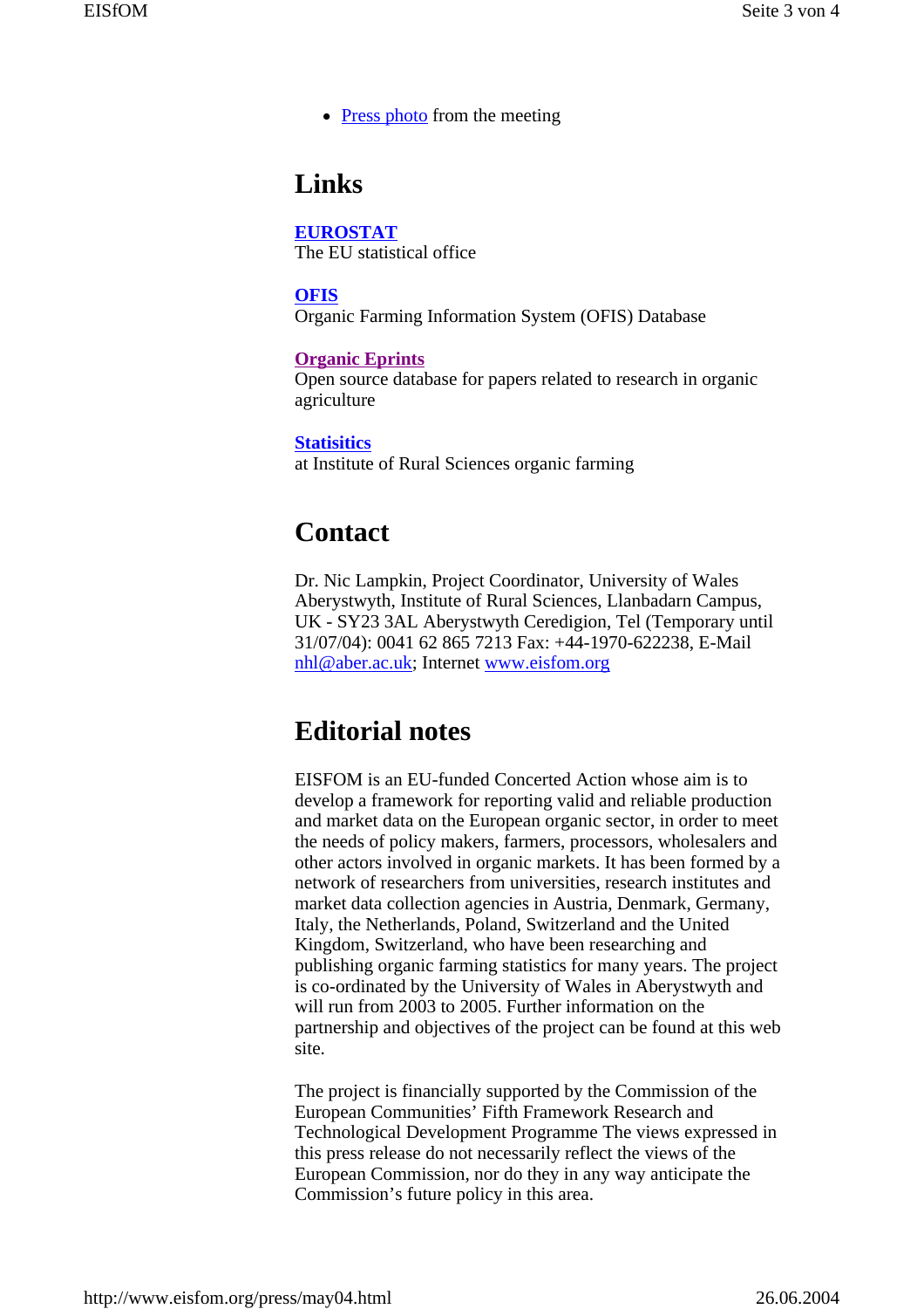- Press photo from the meeting

## Links

**EUROSTAT**
The EU statistical office

**OFIS**
Organic Farming Information System (OFIS) Database

**Organic Eprints**
Open source database for papers related to research in organic agriculture

**Statisitics**
at Institute of Rural Sciences organic farming

## Contact

Dr. Nic Lampkin, Project Coordinator, University of Wales Aberystwyth, Institute of Rural Sciences, Llanbadarn Campus, UK - SY23 3AL Aberystwyth Ceredigion, Tel (Temporary until 31/07/04): 0041 62 865 7213 Fax: +44-1970-622238, E-Mail nhl@aber.ac.uk; Internet www.eisfom.org

## Editorial notes

EISFOM is an EU-funded Concerted Action whose aim is to develop a framework for reporting valid and reliable production and market data on the European organic sector, in order to meet the needs of policy makers, farmers, processors, wholesalers and other actors involved in organic markets. It has been formed by a network of researchers from universities, research institutes and market data collection agencies in Austria, Denmark, Germany, Italy, the Netherlands, Poland, Switzerland and the United Kingdom, Switzerland, who have been researching and publishing organic farming statistics for many years. The project is co-ordinated by the University of Wales in Aberystwyth and will run from 2003 to 2005. Further information on the partnership and objectives of the project can be found at this web site.

The project is financially supported by the Commission of the European Communities' Fifth Framework Research and Technological Development Programme The views expressed in this press release do not necessarily reflect the views of the European Commission, nor do they in any way anticipate the Commission's future policy in this area.